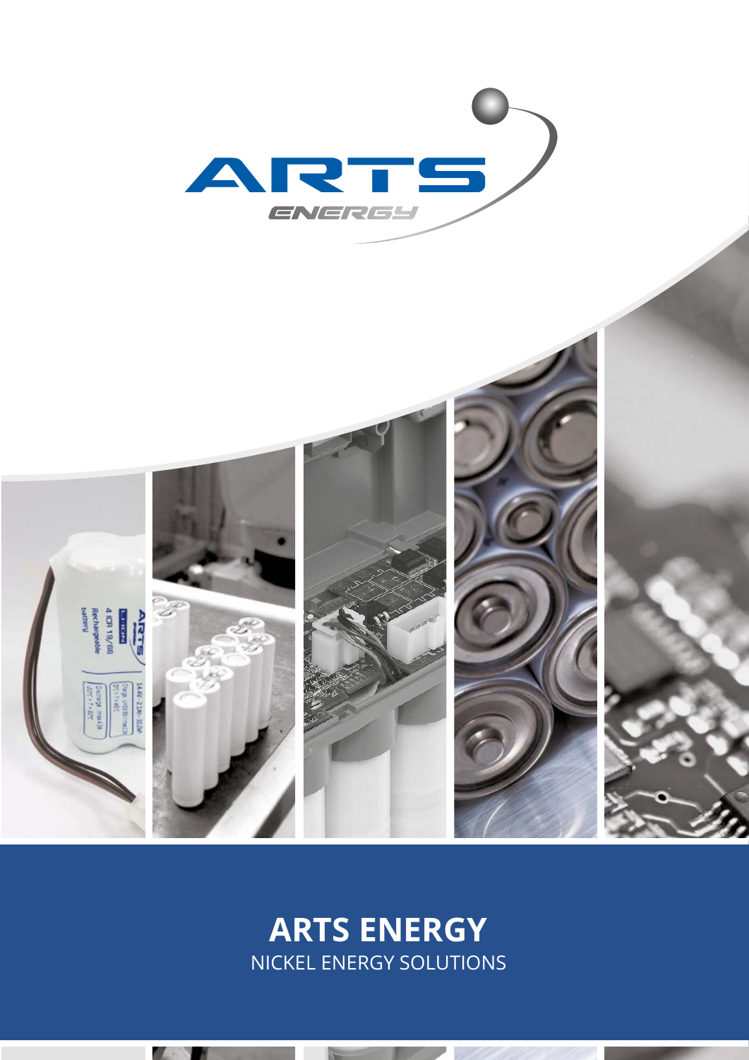# ARTS ENERGY

NICKEL ENERGY SOLUTIONS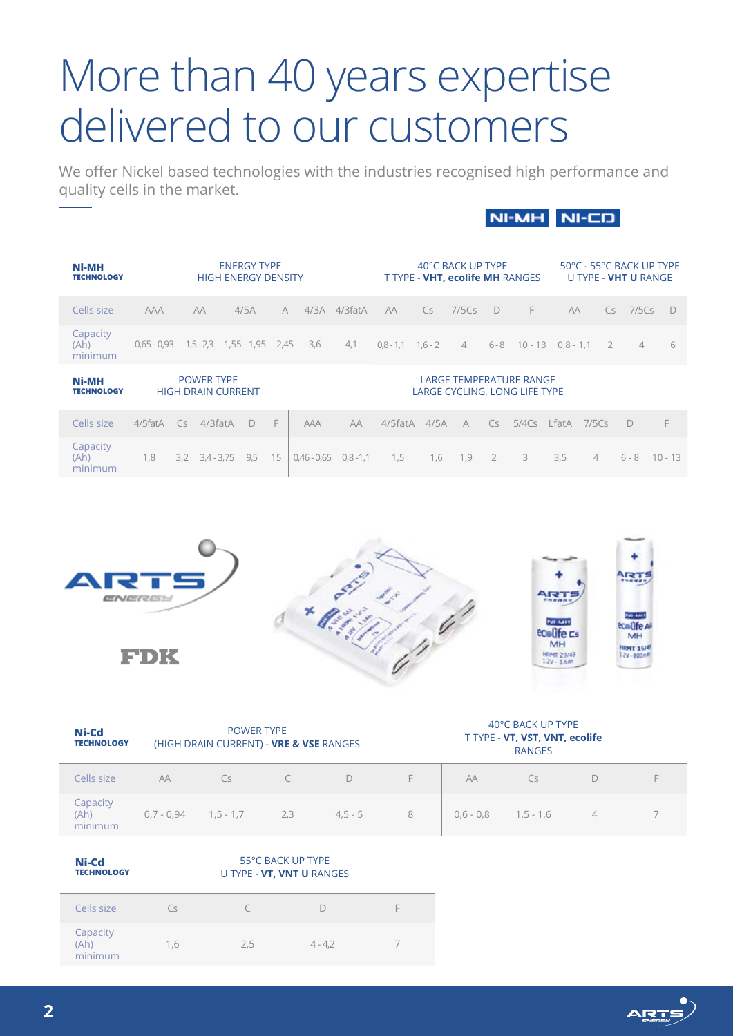# More than 40 years expertise delivered to our customers

We offer Nickel based technologies with the industries recognised high performance and quality cells in the market.

NI-MH NI-CD

| **Ni-MH TECHNOLOGY** | ENERGY TYPE HIGH ENERGY DENSITY | | | | | | 40°C BACK UP TYPE T TYPE - **VHT, ecolife MH** RANGES | | | | | 50°C - 55°C BACK UP TYPE U TYPE - **VHT U** RANGE | | | |
|---|---|---|---|---|---|---|---|---|---|---|---|---|---|---|---|
| Cells size | AAA | AA | 4/5A | A | 4/3A | 4/3fatA | AA | Cs | 7/5Cs | D | F | AA | Cs | 7/5Cs | D |
| Capacity (Ah) minimum | 0,65 - 0,93 | 1,5 - 2,3 | 1,55 - 1,95 | 2,45 | 3,6 | 4,1 | 0,8 - 1,1 | 1,6 - 2 | 4 | 6 - 8 | 10 - 13 | 0,8 - 1,1 | 2 | 4 | 6 |

| **Ni-MH TECHNOLOGY** | POWER TYPE HIGH DRAIN CURRENT | | | | | LARGE TEMPERATURE RANGE LARGE CYCLING, LONG LIFE TYPE | | | | | | | | | | |
|---|---|---|---|---|---|---|---|---|---|---|---|---|---|---|---|---|
| Cells size | 4/5fatA | Cs | 4/3fatA | D | F | AAA | AA | 4/5fatA | 4/5A | A | Cs | 5/4Cs | LfatA | 7/5Cs | D | F |
| Capacity (Ah) minimum | 1,8 | 3,2 | 3,4 - 3,75 | 9,5 | 15 | 0,46 - 0,65 | 0,8 - 1,1 | 1,5 | 1,6 | 1,9 | 2 | 3 | 3,5 | 4 | 6 - 8 | 10 - 13 |

ARTS ENERGY

FDK

| **Ni-Cd TECHNOLOGY** | POWER TYPE (HIGH DRAIN CURRENT) - **VRE & VSE** RANGES | | | | | 40°C BACK UP TYPE T TYPE - **VT, VST, VNT, ecolife** RANGES | | | |
|---|---|---|---|---|---|---|---|---|---|
| Cells size | AA | Cs | C | D | F | AA | Cs | D | F |
| Capacity (Ah) minimum | 0,7 - 0,94 | 1,5 - 1,7 | 2,3 | 4,5 - 5 | 8 | 0,6 - 0,8 | 1,5 - 1,6 | 4 | 7 |

| **Ni-Cd TECHNOLOGY** | 55°C BACK UP TYPE U TYPE - **VT, VNT U** RANGES | | | |
|---|---|---|---|---|
| Cells size | Cs | C | D | F |
| Capacity (Ah) minimum | 1,6 | 2,5 | 4 - 4,2 | 7 |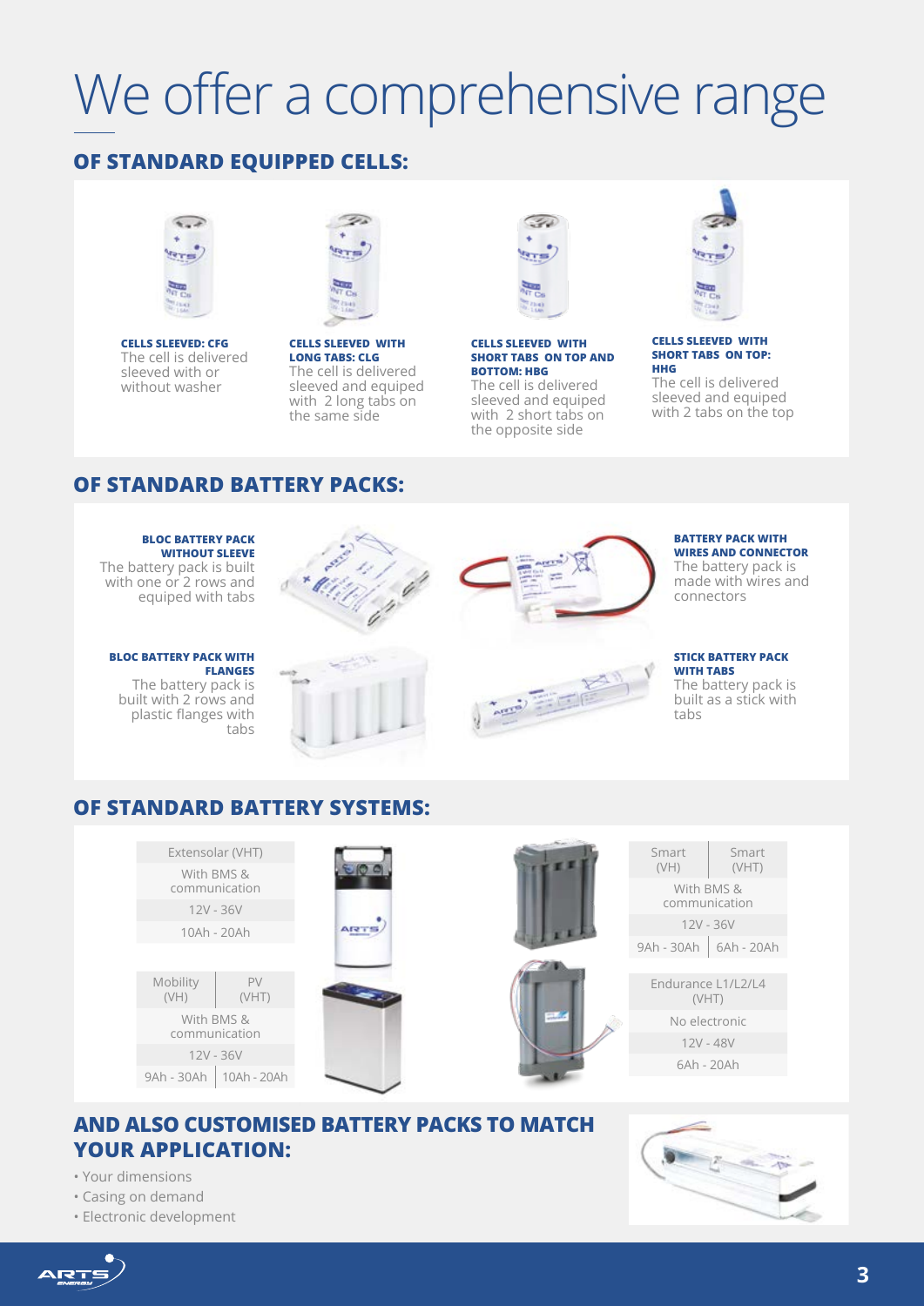# We offer a comprehensive range

## OF STANDARD EQUIPPED CELLS:

**CELLS SLEEVED: CFG**
The cell is delivered sleeved with or without washer

**CELLS SLEEVED WITH LONG TABS: CLG**
The cell is delivered sleeved and equiped with 2 long tabs on the same side

**CELLS SLEEVED WITH SHORT TABS ON TOP AND BOTTOM: HBG**
The cell is delivered sleeved and equiped with 2 short tabs on the opposite side

**CELLS SLEEVED WITH SHORT TABS ON TOP: HHG**
The cell is delivered sleeved and equiped with 2 tabs on the top

## OF STANDARD BATTERY PACKS:

**BLOC BATTERY PACK WITHOUT SLEEVE**
The battery pack is built with one or 2 rows and equiped with tabs

**BATTERY PACK WITH WIRES AND CONNECTOR**
The battery pack is made with wires and connectors

**BLOC BATTERY PACK WITH FLANGES**
The battery pack is built with 2 rows and plastic flanges with tabs

**STICK BATTERY PACK WITH TABS**
The battery pack is built as a stick with tabs

## OF STANDARD BATTERY SYSTEMS:

| Extensolar (VHT) |
|---|
| With BMS & communication |
| 12V - 36V |
| 10Ah - 20Ah |

| Smart (VH) | Smart (VHT) |
|---|---|
| With BMS & communication | |
| 12V - 36V | |
| 9Ah - 30Ah | 6Ah - 20Ah |

| Mobility (VH) | PV (VHT) |
|---|---|
| With BMS & communication | |
| 12V - 36V | |
| 9Ah - 30Ah | 10Ah - 20Ah |

| Endurance L1/L2/L4 (VHT) |
|---|
| No electronic |
| 12V - 48V |
| 6Ah - 20Ah |

## AND ALSO CUSTOMISED BATTERY PACKS TO MATCH YOUR APPLICATION:

- Your dimensions
- Casing on demand
- Electronic development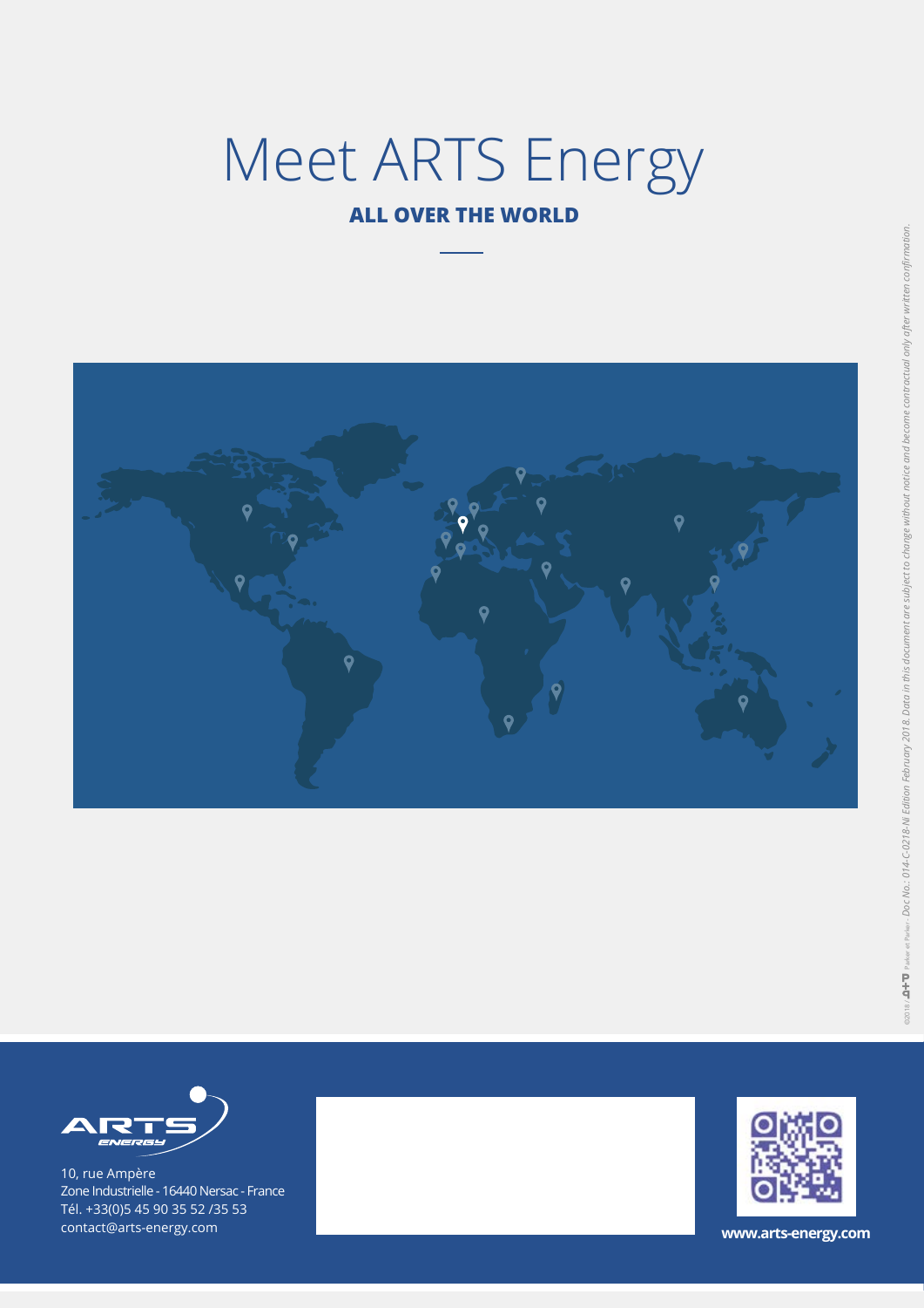# Meet ARTS Energy

**ALL OVER THE WORLD**

10, rue Ampère
Zone Industrielle - 16440 Nersac - France
Tél. +33(0)5 45 90 35 52 /35 53
contact@arts-energy.com

**www.arts-energy.com**

*©2018 - Doc No.: 014-C-0218-NI Edition February 2018. Data in this document are subject to change without notice and become contractual only after written confirmation.*